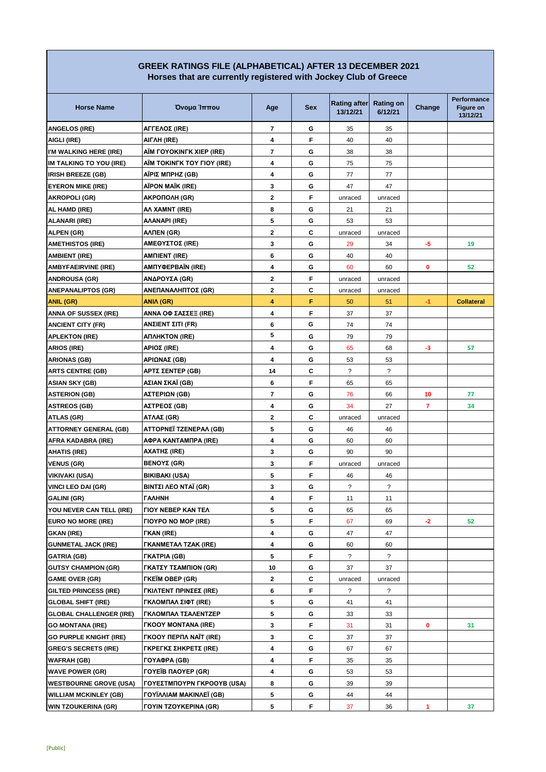# GREEK RATINGS FILE (ALPHABETICAL) AFTER 13 DECEMBER 2021
## Horses that are currently registered with Jockey Club of Greece

| Horse Name | Όνομα Ίππου | Age | Sex | Rating after 13/12/21 | Rating on 6/12/21 | Change | Performance Figure on 13/12/21 |
|---|---|---|---|---|---|---|---|
| ANGELOS (IRE) | ΑΓΓΕΛΟΣ (IRE) | 7 | G | 35 | 35 | | |
| AIGLI (IRE) | ΑΙΓΛΗ (IRE) | 4 | F | 40 | 40 | | |
| I'M WALKING HERE (IRE) | ΑΪΜ ΓΟΥΟΚΙΝΓΚ ΧΙΕΡ (IRE) | 7 | G | 38 | 38 | | |
| IM TALKING TO YOU (IRE) | ΑΪΜ ΤΟΚΙΝΓΚ ΤΟΥ ΓΙΟΥ (IRE) | 4 | G | 75 | 75 | | |
| IRISH BREEZE (GB) | ΑΪΡΙΣ ΜΠΡΗΖ (GB) | 4 | G | 77 | 77 | | |
| EYERON MIKE (IRE) | ΑΪΡΟΝ ΜΑΪΚ (IRE) | 3 | G | 47 | 47 | | |
| AKROPOLI (GR) | ΑΚΡΟΠΟΛΗ (GR) | 2 | F | unraced | unraced | | |
| AL HAMD (IRE) | ΑΛ ΧΑΜΝΤ (IRE) | 8 | G | 21 | 21 | | |
| ALANARI (IRE) | ΑΛΑΝΑΡΙ (IRE) | 5 | G | 53 | 53 | | |
| ALPEN (GR) | ΑΛΠΕΝ (GR) | 2 | C | unraced | unraced | | |
| AMETHISTOS (IRE) | ΑΜΕΘΥΣΤΟΣ (IRE) | 3 | G | 29 | 34 | -5 | 19 |
| AMBIENT (IRE) | ΑΜΠΙΕΝΤ (IRE) | 6 | G | 40 | 40 | | |
| AMBYFAEIRVINE (IRE) | ΑΜΠΥΦΕΡΒΑΪΝ (IRE) | 4 | G | 60 | 60 | 0 | 52 |
| ANDROUSA (GR) | ΑΝΔΡΟΥΣΑ (GR) | 2 | F | unraced | unraced | | |
| ANEPANALIPTOS (GR) | ΑΝΕΠΑΝΑΛΗΠΤΟΣ (GR) | 2 | C | unraced | unraced | | |
| ANIL (GR) | ΑΝΙΛ (GR) | 4 | F | 50 | 51 | -1 | Collateral |
| ANNA OF SUSSEX (IRE) | ΑΝΝΑ ΟΦ ΣΑΣΣΕΞ (IRE) | 4 | F | 37 | 37 | | |
| ANCIENT CITY (FR) | ΑΝΣΙΕΝΤ ΣΙΤΙ (FR) | 6 | G | 74 | 74 | | |
| APLEKTON (IRE) | ΑΠΛΗΚΤΟΝ (IRE) | 5 | G | 79 | 79 | | |
| ARIOS (IRE) | ΑΡΙΟΣ (IRE) | 4 | G | 65 | 68 | -3 | 57 |
| ARIONAS (GB) | ΑΡΙΩΝΑΣ (GB) | 4 | G | 53 | 53 | | |
| ARTS CENTRE (GB) | ΑΡΤΣ ΣΕΝΤΕΡ (GB) | 14 | C | ? | ? | | |
| ASIAN SKY (GB) | ΑΣΙΑΝ ΣΚΑΪ (GB) | 6 | F | 65 | 65 | | |
| ASTERION (GB) | ΑΣΤΕΡΙΩΝ (GB) | 7 | G | 76 | 66 | 10 | 77 |
| ASTREOS (GB) | ΑΣΤΡΕΟΣ (GB) | 4 | G | 34 | 27 | 7 | 34 |
| ATLAS (GR) | ΑΤΛΑΣ (GR) | 2 | C | unraced | unraced | | |
| ATTORNEY GENERAL (GB) | ΑΤΤΟΡΝΕΪ ΤΖΕΝΕΡΑΛ (GB) | 5 | G | 46 | 46 | | |
| AFRA KADABRA (IRE) | ΑΦΡΑ ΚΑΝΤΑΜΠΡΑ (IRE) | 4 | G | 60 | 60 | | |
| AHATIS (IRE) | ΑΧΑΤΗΣ (IRE) | 3 | G | 90 | 90 | | |
| VENUS (GR) | ΒΕΝΟΥΣ (GR) | 3 | F | unraced | unraced | | |
| VIKIVAKI (USA) | ΒΙΚΙΒΑΚΙ (USA) | 5 | F | 46 | 46 | | |
| VINCI LEO DAI (GR) | ΒΙΝΤΣΙ ΛΕΟ ΝΤΑΪ (GR) | 3 | G | ? | ? | | |
| GALINI (GR) | ΓΑΛΗΝΗ | 4 | F | 11 | 11 | | |
| YOU NEVER CAN TELL (IRE) | ΓΙΟΥ ΝΕΒΕΡ ΚΑΝ ΤΕΛ | 5 | G | 65 | 65 | | |
| EURO NO MORE (IRE) | ΓΙΟΥΡΟ ΝΟ ΜΟΡ (IRE) | 5 | F | 67 | 69 | -2 | 52 |
| GKAN (IRE) | ΓΚΑΝ (IRE) | 4 | G | 47 | 47 | | |
| GUNMETAL JACK (IRE) | ΓΚΑΝΜΕΤΑΛ ΤΖΑΚ (IRE) | 4 | G | 60 | 60 | | |
| GATRIA (GB) | ΓΚΑΤΡΙΑ (GB) | 5 | F | ? | ? | | |
| GUTSY CHAMPION (GR) | ΓΚΑΤΣΥ ΤΣΑΜΠΙΟΝ (GR) | 10 | G | 37 | 37 | | |
| GAME OVER (GR) | ΓΚΕΪΜ ΟΒΕΡ (GR) | 2 | C | unraced | unraced | | |
| GILTED PRINCESS (IRE) | ΓΚΙΛΤΕΝΤ ΠΡΙΝΣΕΣ (IRE) | 6 | F | ? | ? | | |
| GLOBAL SHIFT (IRE) | ΓΚΛΟΜΠΑΛ ΣΙΦΤ (IRE) | 5 | G | 41 | 41 | | |
| GLOBAL CHALLENGER (IRE) | ΓΚΛΟΜΠΑΛ ΤΣΑΛΕΝΤΖΕΡ | 5 | G | 33 | 33 | | |
| GO MONTANA (IRE) | ΓΚΟΟΥ ΜΟΝΤΑΝΑ (IRE) | 3 | F | 31 | 31 | 0 | 31 |
| GO PURPLE KNIGHT (IRE) | ΓΚΟΟΥ ΠΕΡΠΛ ΝΑΪΤ (IRE) | 3 | C | 37 | 37 | | |
| GREG'S SECRETS (IRE) | ΓΚΡΕΓΚΣ ΣΗΚΡΕΤΣ (IRE) | 4 | G | 67 | 67 | | |
| WAFRAH (GB) | ΓΟΥΑΦΡΑ (GB) | 4 | F | 35 | 35 | | |
| WAVE POWER (GR) | ΓΟΥΕΪΒ ΠΑΟΥΕΡ (GR) | 4 | G | 53 | 53 | | |
| WESTBOURNE GROVE (USA) | ΓΟΥΕΣΤΜΠΟΥΡΝ ΓΚΡΟΟΥΒ (USA) | 8 | G | 39 | 39 | | |
| WILLIAM MCKINLEY (GB) | ΓΟΥΪΛΛΙΑΜ ΜΑΚΙΝΛΕΪ (GB) | 5 | G | 44 | 44 | | |
| WIN TZOUKERINA (GR) | ΓΟΥΙΝ ΤΖΟΥΚΕΡΙΝΑ (GR) | 5 | F | 37 | 36 | 1 | 37 |

[Public]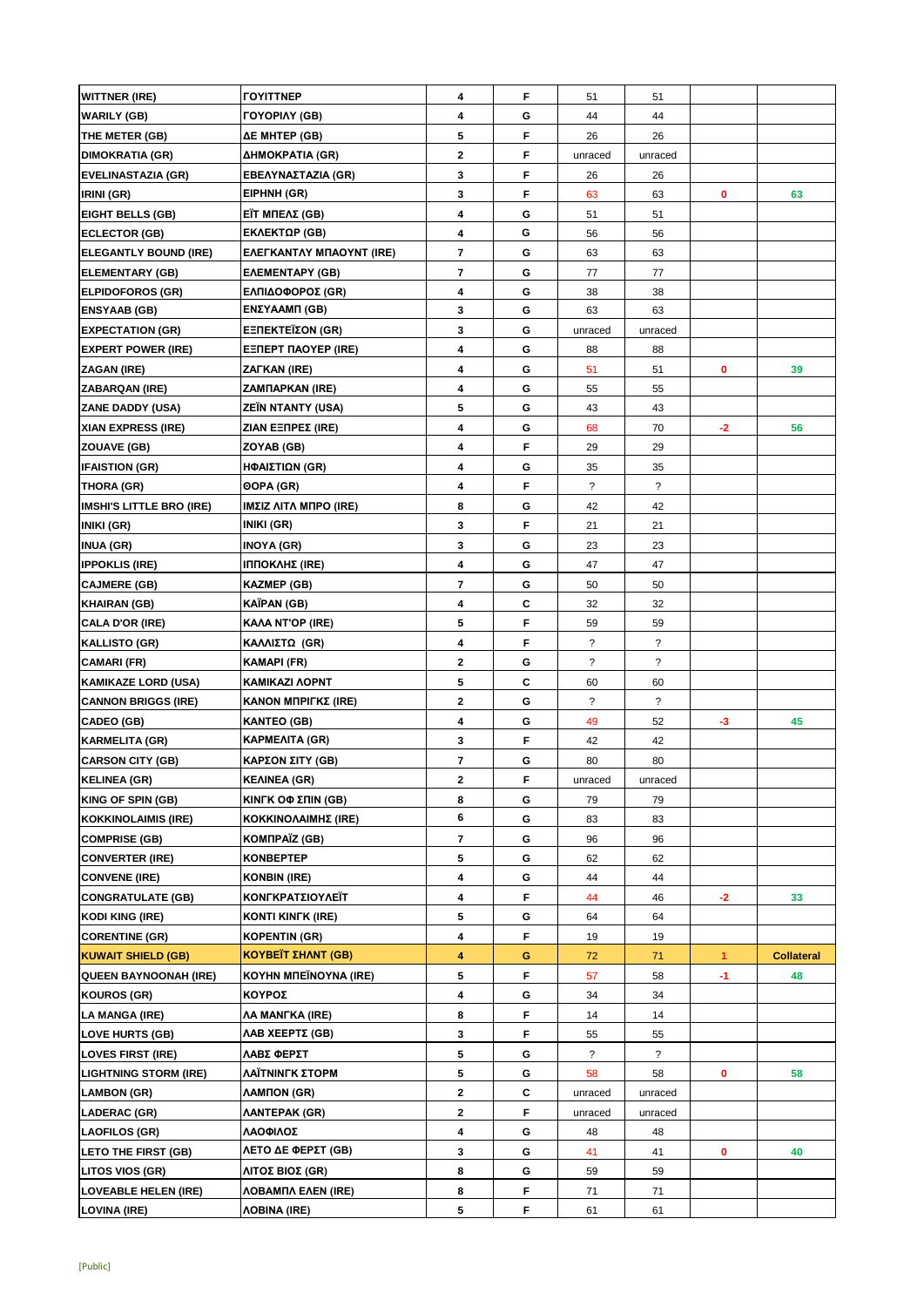| WITTNER (IRE) | ΓΟΥΙΤΤΝΕΡ | 4 | F | 51 | 51 | | |
|---|---|---|---|---|---|---|---|
| WARILY (GB) | ΓΟΥΟΡΙΛΥ (GB) | 4 | G | 44 | 44 | | |
| THE METER (GB) | ΔΕ ΜΗΤΕΡ (GB) | 5 | F | 26 | 26 | | |
| DIMOKRATIA (GR) | ΔΗΜΟΚΡΑΤΙΑ (GR) | 2 | F | unraced | unraced | | |
| EVELINASTAZIA (GR) | ΕΒΕΛΥΝΑΣΤΑΖΙΑ (GR) | 3 | F | 26 | 26 | | |
| IRINI (GR) | ΕΙΡΗΝΗ (GR) | 3 | F | 63 | 63 | 0 | 63 |
| EIGHT BELLS (GB) | ΕΪΤ ΜΠΕΛΣ (GB) | 4 | G | 51 | 51 | | |
| ECLECTOR (GB) | ΕΚΛΕΚΤΩΡ (GB) | 4 | G | 56 | 56 | | |
| ELEGANTLY BOUND (IRE) | ΕΛΕΓΚΑΝΤΛΥ ΜΠΑΟΥΝΤ (IRE) | 7 | G | 63 | 63 | | |
| ELEMENTARY (GB) | ΕΛΕΜΕΝΤΑΡΥ (GB) | 7 | G | 77 | 77 | | |
| ELPIDOFOROS (GR) | ΕΛΠΙΔΟΦΟΡΟΣ (GR) | 4 | G | 38 | 38 | | |
| ENSYAAB (GB) | ΕΝΣΥΑΑΜΠ (GB) | 3 | G | 63 | 63 | | |
| EXPECTATION (GR) | ΕΞΠΕΚΤΕΪΣΟΝ (GR) | 3 | G | unraced | unraced | | |
| EXPERT POWER (IRE) | ΕΞΠΕΡΤ ΠΑΟΥΕΡ (IRE) | 4 | G | 88 | 88 | | |
| ZAGAN (IRE) | ΖΑΓΚΑΝ (IRE) | 4 | G | 51 | 51 | 0 | 39 |
| ZABARQAN (IRE) | ΖΑΜΠΑΡΚΑΝ (IRE) | 4 | G | 55 | 55 | | |
| ZANE DADDY (USA) | ΖΕΪΝ ΝΤΑΝΤΥ (USA) | 5 | G | 43 | 43 | | |
| XIAN EXPRESS (IRE) | ΖΙΑΝ ΕΞΠΡΕΣ (IRE) | 4 | G | 68 | 70 | -2 | 56 |
| ZOUAVE (GB) | ΖΟΥΑΒ (GB) | 4 | F | 29 | 29 | | |
| IFAISTION (GR) | ΗΦΑΙΣΤΙΩΝ (GR) | 4 | G | 35 | 35 | | |
| THORA (GR) | ΘΟΡΑ (GR) | 4 | F | ? | ? | | |
| IMSHI'S LITTLE BRO (IRE) | ΙΜΣΙΖ ΛΙΤΑ ΜΠΡΟ (IRE) | 8 | G | 42 | 42 | | |
| INIKI (GR) | ΙΝΙΚΙ (GR) | 3 | F | 21 | 21 | | |
| INUA (GR) | ΙΝΟΥΑ (GR) | 3 | G | 23 | 23 | | |
| IPPOKLIS (IRE) | ΙΠΠΟΚΛΗΣ (IRE) | 4 | G | 47 | 47 | | |
| CAJMERE (GB) | ΚΑΖΜΕΡ (GB) | 7 | G | 50 | 50 | | |
| KHAIRAN (GB) | ΚΑΪΡΑΝ (GB) | 4 | C | 32 | 32 | | |
| CALA D'OR (IRE) | ΚΑΛΑ ΝΤ'ΟΡ (IRE) | 5 | F | 59 | 59 | | |
| KALLISTO (GR) | ΚΑΛΛΙΣΤΩ (GR) | 4 | F | ? | ? | | |
| CAMARI (FR) | ΚΑΜΑΡΙ (FR) | 2 | G | ? | ? | | |
| KAMIKAZE LORD (USA) | ΚΑΜΙΚΑΖΙ ΛΟΡΝΤ | 5 | C | 60 | 60 | | |
| CANNON BRIGGS (IRE) | ΚΑΝΟΝ ΜΠΡΙΓΚΣ (IRE) | 2 | G | ? | ? | | |
| CADEO (GB) | ΚΑΝΤΕΟ (GB) | 4 | G | 49 | 52 | -3 | 45 |
| KARMELITA (GR) | ΚΑΡΜΕΛΙΤΑ (GR) | 3 | F | 42 | 42 | | |
| CARSON CITY (GB) | ΚΑΡΣΟΝ ΣΙΤΥ (GB) | 7 | G | 80 | 80 | | |
| KELINEA (GR) | ΚΕΛΙΝΕΑ (GR) | 2 | F | unraced | unraced | | |
| KING OF SPIN (GB) | ΚΙΝΓΚ ΟΦ ΣΠΙΝ (GB) | 8 | G | 79 | 79 | | |
| KOKKINOLAIMIS (IRE) | ΚΟΚΚΙΝΟΛΑΙΜΗΣ (IRE) | 6 | G | 83 | 83 | | |
| COMPRISE (GB) | ΚΟΜΠΡΑΪΖ (GB) | 7 | G | 96 | 96 | | |
| CONVERTER (IRE) | ΚΟΝΒΕΡΤΕΡ | 5 | G | 62 | 62 | | |
| CONVENE (IRE) | ΚΟΝΒΙΝ (IRE) | 4 | G | 44 | 44 | | |
| CONGRATULATE (GB) | ΚΟΝΓΚΡΑΤΣΙΟΥΛΕΪΤ | 4 | F | 44 | 46 | -2 | 33 |
| KODI KING (IRE) | ΚΟΝΤΙ ΚΙΝΓΚ (IRE) | 5 | G | 64 | 64 | | |
| CORENTINE (GR) | ΚΟΡΕΝΤΙΝ (GR) | 4 | F | 19 | 19 | | |
| **KUWAIT SHIELD (GB)** | **ΚΟΥΒΕΪΤ ΣΗΛΝΤ (GB)** | **4** | **G** | 72 | 71 | **1** | **Collateral** |
| QUEEN BAYNOONAH (IRE) | ΚΟΥΗΝ ΜΠΕΪΝΟΥΝΑ (IRE) | 5 | F | 57 | 58 | -1 | 48 |
| KOUROS (GR) | ΚΟΥΡΟΣ | 4 | G | 34 | 34 | | |
| LA MANGA (IRE) | ΛΑ ΜΑΝΓΚΑ (IRE) | 8 | F | 14 | 14 | | |
| LOVE HURTS (GB) | ΛΑΒ ΧΕΕΡΤΣ (GB) | 3 | F | 55 | 55 | | |
| LOVES FIRST (IRE) | ΛΑΒΣ ΦΕΡΣΤ | 5 | G | ? | ? | | |
| LIGHTNING STORM (IRE) | ΛΑΪΤΝΙΝΓΚ ΣΤΟΡΜ | 5 | G | 58 | 58 | 0 | 58 |
| LAMBON (GR) | ΛΑΜΠΟΝ (GR) | 2 | C | unraced | unraced | | |
| LADERAC (GR) | ΛΑΝΤΕΡΑΚ (GR) | 2 | F | unraced | unraced | | |
| LAOFILOS (GR) | ΛΑΟΦΙΛΟΣ | 4 | G | 48 | 48 | | |
| LETO THE FIRST (GB) | ΛΕΤΟ ΔΕ ΦΕΡΣΤ (GB) | 3 | G | 41 | 41 | 0 | 40 |
| LITOS VIOS (GR) | ΛΙΤΟΣ ΒΙΟΣ (GR) | 8 | G | 59 | 59 | | |
| LOVEABLE HELEN (IRE) | ΛΟΒΑΜΠΛ ΕΛΕΝ (IRE) | 8 | F | 71 | 71 | | |
| LOVINA (IRE) | ΛΟΒΙΝΑ (IRE) | 5 | F | 61 | 61 | | |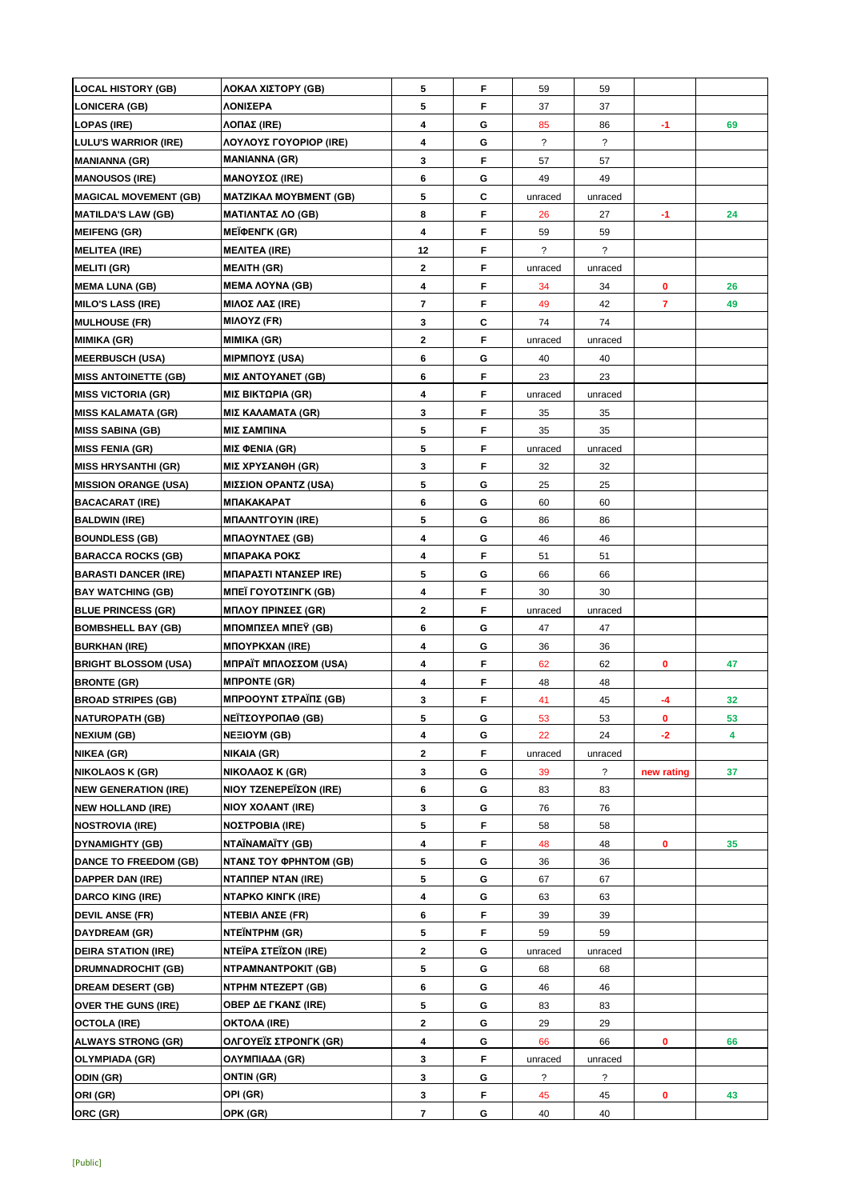| | | | | | | | |
|---|---|---|---|---|---|---|---|
| LOCAL HISTORY (GB) | ΛΟΚΑΛ ΧΙΣΤΟΡΥ (GB) | 5 | F | 59 | 59 | | |
| LONICERA (GB) | ΛΟΝΙΣΕΡΑ | 5 | F | 37 | 37 | | |
| LOPAS (IRE) | ΛΟΠΑΣ (IRE) | 4 | G | 85 | 86 | -1 | 69 |
| LULU'S WARRIOR (IRE) | ΛΟΥΛΟΥΣ ΓΟΥΟΡΙΟΡ (IRE) | 4 | G | ? | ? | | |
| MANIANNA (GR) | MANIANNA (GR) | 3 | F | 57 | 57 | | |
| MANOUSOS (IRE) | ΜΑΝΟΥΣΟΣ (IRE) | 6 | G | 49 | 49 | | |
| MAGICAL MOVEMENT (GB) | ΜΑΤΖΙΚΑΛ ΜΟΥΒΜΕΝΤ (GB) | 5 | C | unraced | unraced | | |
| MATILDA'S LAW (GB) | ΜΑΤΙΛΝΤΑΣ ΛΟ (GB) | 8 | F | 26 | 27 | -1 | 24 |
| MEIFENG (GR) | ΜΕΪΦΕΝΓΚ (GR) | 4 | F | 59 | 59 | | |
| MELITEA (IRE) | ΜΕΛΙΤΕΑ (IRE) | 12 | F | ? | ? | | |
| MELITI (GR) | ΜΕΛΙΤΗ (GR) | 2 | F | unraced | unraced | | |
| MEMA LUNA (GB) | ΜΕΜΑ ΛΟΥΝΑ (GB) | 4 | F | 34 | 34 | 0 | 26 |
| MILO'S LASS (IRE) | ΜΙΛΟΣ ΛΑΣ (IRE) | 7 | F | 49 | 42 | 7 | 49 |
| MULHOUSE (FR) | ΜΙΛΟΥΖ (FR) | 3 | C | 74 | 74 | | |
| MIMIKA (GR) | MIMIKA (GR) | 2 | F | unraced | unraced | | |
| MEERBUSCH (USA) | ΜΙΡΜΠΟΥΣ (USA) | 6 | G | 40 | 40 | | |
| MISS ANTOINETTE (GB) | ΜΙΣ ΑΝΤΟΥΑΝΕΤ (GB) | 6 | F | 23 | 23 | | |
| MISS VICTORIA (GR) | ΜΙΣ ΒΙΚΤΩΡΙΑ (GR) | 4 | F | unraced | unraced | | |
| MISS KALAMATA (GR) | ΜΙΣ ΚΑΛΑΜΑΤΑ (GR) | 3 | F | 35 | 35 | | |
| MISS SABINA (GB) | ΜΙΣ ΣΑΜΠΙΝΑ | 5 | F | 35 | 35 | | |
| MISS FENIA (GR) | ΜΙΣ ΦΕΝΙΑ (GR) | 5 | F | unraced | unraced | | |
| MISS HRYSANTHI (GR) | ΜΙΣ ΧΡΥΣΑΝΘΗ (GR) | 3 | F | 32 | 32 | | |
| MISSION ORANGE (USA) | ΜΙΣΣΙΟΝ ΟΡΑΝΤΖ (USA) | 5 | G | 25 | 25 | | |
| BACACARAT (IRE) | ΜΠΑΚΑΚΑΡΑΤ | 6 | G | 60 | 60 | | |
| BALDWIN (IRE) | ΜΠΑΛΝΤΓΟΥΙΝ (IRE) | 5 | G | 86 | 86 | | |
| BOUNDLESS (GB) | ΜΠΑΟΥΝΤΛΕΣ (GB) | 4 | G | 46 | 46 | | |
| BARACCA ROCKS (GB) | ΜΠΑΡΑΚΑ ΡΟΚΣ | 4 | F | 51 | 51 | | |
| BARASTI DANCER (IRE) | ΜΠΑΡΑΣΤΙ ΝΤΑΝΣΕΡ IRE) | 5 | G | 66 | 66 | | |
| BAY WATCHING (GB) | ΜΠΕΪ ΓΟΥΟΤΣΙΝΓΚ (GB) | 4 | F | 30 | 30 | | |
| BLUE PRINCESS (GR) | ΜΠΛΟΥ ΠΡΙΝΣΕΣ (GR) | 2 | F | unraced | unraced | | |
| BOMBSHELL BAY (GB) | ΜΠΟΜΠΣΕΛ ΜΠΕΫ (GB) | 6 | G | 47 | 47 | | |
| BURKHAN (IRE) | ΜΠΟΥΡΚΧΑΝ (IRE) | 4 | G | 36 | 36 | | |
| BRIGHT BLOSSOM (USA) | ΜΠΡΑΪΤ ΜΠΛΟΣΣΟΜ (USA) | 4 | F | 62 | 62 | 0 | 47 |
| BRONTE (GR) | ΜΠΡΟΝΤΕ (GR) | 4 | F | 48 | 48 | | |
| BROAD STRIPES (GB) | ΜΠΡΟΟΥΝΤ ΣΤΡΑΪΠΣ (GB) | 3 | F | 41 | 45 | -4 | 32 |
| NATUROPATH (GB) | ΝΕΪΤΣΟΥΡΟΠΑΘ (GB) | 5 | G | 53 | 53 | 0 | 53 |
| NEXIUM (GB) | ΝΕΞΙΟΥΜ (GB) | 4 | G | 22 | 24 | -2 | 4 |
| NIKEA (GR) | ΝΙΚΑΙΑ (GR) | 2 | F | unraced | unraced | | |
| NIKOLAOS K (GR) | ΝΙΚΟΛΑΟΣ Κ (GR) | 3 | G | 39 | ? | new rating | 37 |
| NEW GENERATION (IRE) | ΝΙΟΥ ΤΖΕΝΕΡΕΪΣΟΝ (IRE) | 6 | G | 83 | 83 | | |
| NEW HOLLAND (IRE) | ΝΙΟΥ ΧΟΛΑΝΤ (IRE) | 3 | G | 76 | 76 | | |
| NOSTROVIA (IRE) | ΝΟΣΤΡΟΒΙΑ (IRE) | 5 | F | 58 | 58 | | |
| DYNAMIGHTY (GB) | ΝΤΑΪΝΑΜΑΪΤΥ (GB) | 4 | F | 48 | 48 | 0 | 35 |
| DANCE TO FREEDOM (GB) | ΝΤΑΝΣ ΤΟΥ ΦΡΗΝΤΟΜ (GB) | 5 | G | 36 | 36 | | |
| DAPPER DAN (IRE) | ΝΤΑΠΠΕΡ ΝΤΑΝ (IRE) | 5 | G | 67 | 67 | | |
| DARCO KING (IRE) | ΝΤΑΡΚΟ ΚΙΝΓΚ (IRE) | 4 | G | 63 | 63 | | |
| DEVIL ANSE (FR) | ΝΤΕΒΙΛ ΑΝΣΕ (FR) | 6 | F | 39 | 39 | | |
| DAYDREAM (GR) | ΝΤΕΪΝΤΡΗΜ (GR) | 5 | F | 59 | 59 | | |
| DEIRA STATION (IRE) | ΝΤΕΪΡΑ ΣΤΕΪΣΟΝ (IRE) | 2 | G | unraced | unraced | | |
| DRUMNADROCHIT (GB) | ΝΤΡΑΜΝΑΝΤΡΟΚΙΤ (GB) | 5 | G | 68 | 68 | | |
| DREAM DESERT (GB) | ΝΤΡΗΜ ΝΤΕΖΕΡΤ (GB) | 6 | G | 46 | 46 | | |
| OVER THE GUNS (IRE) | ΟΒΕΡ ΔΕ ΓΚΑΝΣ (IRE) | 5 | G | 83 | 83 | | |
| OCTOLA (IRE) | ΟΚΤΟΛΑ (IRE) | 2 | G | 29 | 29 | | |
| ALWAYS STRONG (GR) | ΟΛΓΟΥΕΪΣ ΣΤΡΟΝΓΚ (GR) | 4 | G | 66 | 66 | 0 | 66 |
| OLYMPIADA (GR) | ΟΛΥΜΠΙΑΔΑ (GR) | 3 | F | unraced | unraced | | |
| ODIN (GR) | ΟΝΤΙΝ (GR) | 3 | G | ? | ? | | |
| ORI (GR) | ΟΡΙ (GR) | 3 | F | 45 | 45 | 0 | 43 |
| ORC (GR) | ΟΡΚ (GR) | 7 | G | 40 | 40 | | |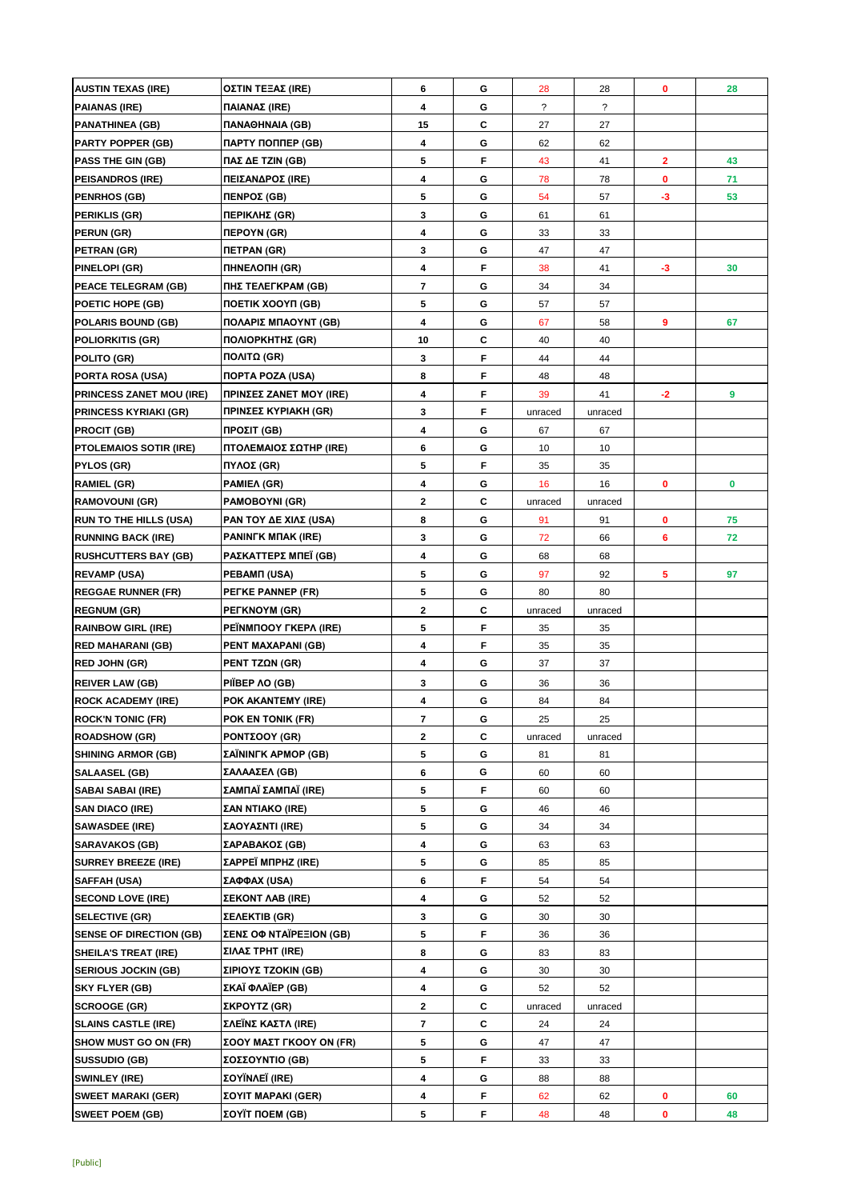| | | | | | | | |
|---|---|---|---|---|---|---|---|
| **AUSTIN TEXAS (IRE)** | **ΟΣΤΙΝ ΤΕΞΑΣ (IRE)** | **6** | **G** | 28 | 28 | **0** | **28** |
| **PAIANAS (IRE)** | **ΠΑΙΑΝΑΣ (IRE)** | **4** | **G** | ? | ? | | |
| **PANATHINEA (GB)** | **ΠΑΝΑΘΗΝΑΙΑ (GB)** | **15** | **C** | 27 | 27 | | |
| **PARTY POPPER (GB)** | **ΠΑΡΤΥ ΠΟΠΠΕΡ (GB)** | **4** | **G** | 62 | 62 | | |
| **PASS THE GIN (GB)** | **ΠΑΣ ΔΕ ΤΖΙΝ (GB)** | **5** | **F** | 43 | 41 | **2** | **43** |
| **PEISANDROS (IRE)** | **ΠΕΙΣΑΝΔΡΟΣ (IRE)** | **4** | **G** | 78 | 78 | **0** | **71** |
| **PENRHOS (GB)** | **ΠΕΝΡΟΣ (GB)** | **5** | **G** | 54 | 57 | **-3** | **53** |
| **PERIKLIS (GR)** | **ΠΕΡΙΚΛΗΣ (GR)** | **3** | **G** | 61 | 61 | | |
| **PERUN (GR)** | **ΠΕΡΟΥΝ (GR)** | **4** | **G** | 33 | 33 | | |
| **PETRAN (GR)** | **ΠΕΤΡΑΝ (GR)** | **3** | **G** | 47 | 47 | | |
| **PINELOPI (GR)** | **ΠΗΝΕΛΟΠΗ (GR)** | **4** | **F** | 38 | 41 | **-3** | **30** |
| **PEACE TELEGRAM (GB)** | **ΠΗΣ ΤΕΛΕΓΚΡΑΜ (GB)** | **7** | **G** | 34 | 34 | | |
| **POETIC HOPE (GB)** | **ΠΟΕΤΙΚ ΧΟΟΥΠ (GB)** | **5** | **G** | 57 | 57 | | |
| **POLARIS BOUND (GB)** | **ΠΟΛΑΡΙΣ ΜΠΑΟΥΝΤ (GB)** | **4** | **G** | 67 | 58 | **9** | **67** |
| **POLIORKITIS (GR)** | **ΠΟΛΙΟΡΚΗΤΗΣ (GR)** | **10** | **C** | 40 | 40 | | |
| **POLITO (GR)** | **ΠΟΛΙΤΩ (GR)** | **3** | **F** | 44 | 44 | | |
| **PORTA ROSA (USA)** | **ΠΟΡΤΑ ΡΟΖΑ (USA)** | **8** | **F** | 48 | 48 | | |
| **PRINCESS ZANET MOU (IRE)** | **ΠΡΙΝΣΕΣ ΖΑΝΕΤ ΜΟΥ (IRE)** | **4** | **F** | 39 | 41 | **-2** | **9** |
| **PRINCESS KYRIAKI (GR)** | **ΠΡΙΝΣΕΣ ΚΥΡΙΑΚΗ (GR)** | **3** | **F** | unraced | unraced | | |
| **PROCIT (GB)** | **ΠΡΟΣΙΤ (GB)** | **4** | **G** | 67 | 67 | | |
| **PTOLEMAIOS SOTIR (IRE)** | **ΠΤΟΛΕΜΑΙΟΣ ΣΩΤΗΡ (IRE)** | **6** | **G** | 10 | 10 | | |
| **PYLOS (GR)** | **ΠΥΛΟΣ (GR)** | **5** | **F** | 35 | 35 | | |
| **RAMIEL (GR)** | **ΡΑΜΙΕΛ (GR)** | **4** | **G** | 16 | 16 | **0** | **0** |
| **RAMOVOUNI (GR)** | **ΡΑΜΟΒΟΥΝΙ (GR)** | **2** | **C** | unraced | unraced | | |
| **RUN TO THE HILLS (USA)** | **ΡΑΝ ΤΟΥ ΔΕ ΧΙΛΣ (USA)** | **8** | **G** | 91 | 91 | **0** | **75** |
| **RUNNING BACK (IRE)** | **ΡΑΝΙΝΓΚ ΜΠΑΚ (IRE)** | **3** | **G** | 72 | 66 | **6** | **72** |
| **RUSHCUTTERS BAY (GB)** | **ΡΑΣΚΑΤΤΕΡΣ ΜΠΕΪ (GB)** | **4** | **G** | 68 | 68 | | |
| **REVAMP (USA)** | **ΡΕΒΑΜΠ (USA)** | **5** | **G** | 97 | 92 | **5** | **97** |
| **REGGAE RUNNER (FR)** | **ΡΕΓΚΕ ΡΑΝΝΕΡ (FR)** | **5** | **G** | 80 | 80 | | |
| **REGNUM (GR)** | **ΡΕΓΚΝΟΥΜ (GR)** | **2** | **C** | unraced | unraced | | |
| **RAINBOW GIRL (IRE)** | **ΡΕΪΝΜΠΟΟΥ ΓΚΕΡΛ (IRE)** | **5** | **F** | 35 | 35 | | |
| **RED MAHARANI (GB)** | **ΡΕΝΤ ΜΑΧΑΡΑΝΙ (GB)** | **4** | **F** | 35 | 35 | | |
| **RED JOHN (GR)** | **ΡΕΝΤ ΤΖΩΝ (GR)** | **4** | **G** | 37 | 37 | | |
| **REIVER LAW (GB)** | **ΡΙΪΒΕΡ ΛΟ (GB)** | **3** | **G** | 36 | 36 | | |
| **ROCK ACADEMY (IRE)** | **ΡΟΚ ΑΚΑΝΤΕΜΥ (IRE)** | **4** | **G** | 84 | 84 | | |
| **ROCK'N TONIC (FR)** | **ΡΟΚ ΕΝ ΤΟΝΙΚ (FR)** | **7** | **G** | 25 | 25 | | |
| **ROADSHOW (GR)** | **ΡΟΝΤΣΟΟΥ (GR)** | **2** | **C** | unraced | unraced | | |
| **SHINING ARMOR (GB)** | **ΣΑΪΝΙΝΓΚ ΑΡΜΟΡ (GB)** | **5** | **G** | 81 | 81 | | |
| **SALAASEL (GB)** | **ΣΑΛΑΑΣΕΛ (GB)** | **6** | **G** | 60 | 60 | | |
| **SABAI SABAI (IRE)** | **ΣΑΜΠΑΪ ΣΑΜΠΑΪ (IRE)** | **5** | **F** | 60 | 60 | | |
| **SAN DIACO (IRE)** | **ΣΑΝ ΝΤΙΑΚΟ (IRE)** | **5** | **G** | 46 | 46 | | |
| **SAWASDEE (IRE)** | **ΣΑΟΥΑΣΝΤΙ (IRE)** | **5** | **G** | 34 | 34 | | |
| **SARAVAKOS (GB)** | **ΣΑΡΑΒΑΚΟΣ (GB)** | **4** | **G** | 63 | 63 | | |
| **SURREY BREEZE (IRE)** | **ΣΑΡΡΕΪ ΜΠΡΗΖ (IRE)** | **5** | **G** | 85 | 85 | | |
| **SAFFAH (USA)** | **ΣΑΦΦΑΧ (USA)** | **6** | **F** | 54 | 54 | | |
| **SECOND LOVE (IRE)** | **ΣΕΚΟΝΤ ΛΑΒ (IRE)** | **4** | **G** | 52 | 52 | | |
| **SELECTIVE (GR)** | **ΣΕΛΕΚΤΙΒ (GR)** | **3** | **G** | 30 | 30 | | |
| **SENSE OF DIRECTION (GB)** | **ΣΕΝΣ ΟΦ ΝΤΑΪΡΕΞΙΟΝ (GB)** | **5** | **F** | 36 | 36 | | |
| **SHEILA'S TREAT (IRE)** | **ΣΙΛΑΣ ΤΡΗΤ (IRE)** | **8** | **G** | 83 | 83 | | |
| **SERIOUS JOCKIN (GB)** | **ΣΙΡΙΟΥΣ ΤΖΟΚΙΝ (GB)** | **4** | **G** | 30 | 30 | | |
| **SKY FLYER (GB)** | **ΣΚΑΪ ΦΛΑΪΕΡ (GB)** | **4** | **G** | 52 | 52 | | |
| **SCROOGE (GR)** | **ΣΚΡΟΥΤΖ (GR)** | **2** | **C** | unraced | unraced | | |
| **SLAINS CASTLE (IRE)** | **ΣΛΕΪΝΣ ΚΑΣΤΛ (IRE)** | **7** | **C** | 24 | 24 | | |
| **SHOW MUST GO ON (FR)** | **ΣΟΟΥ ΜΑΣΤ ΓΚΟΟΥ ΟΝ (FR)** | **5** | **G** | 47 | 47 | | |
| **SUSSUDIO (GB)** | **ΣΟΣΣΟΥΝΤΙΟ (GB)** | **5** | **F** | 33 | 33 | | |
| **SWINLEY (IRE)** | **ΣΟΥΪΝΛΕΪ (IRE)** | **4** | **G** | 88 | 88 | | |
| **SWEET MARAKI (GER)** | **ΣΟΥΙΤ ΜΑΡΑΚΙ (GER)** | **4** | **F** | 62 | 62 | **0** | **60** |
| **SWEET POEM (GB)** | **ΣΟΥΪΤ ΠΟΕΜ (GB)** | **5** | **F** | 48 | 48 | **0** | **48** |

[Public]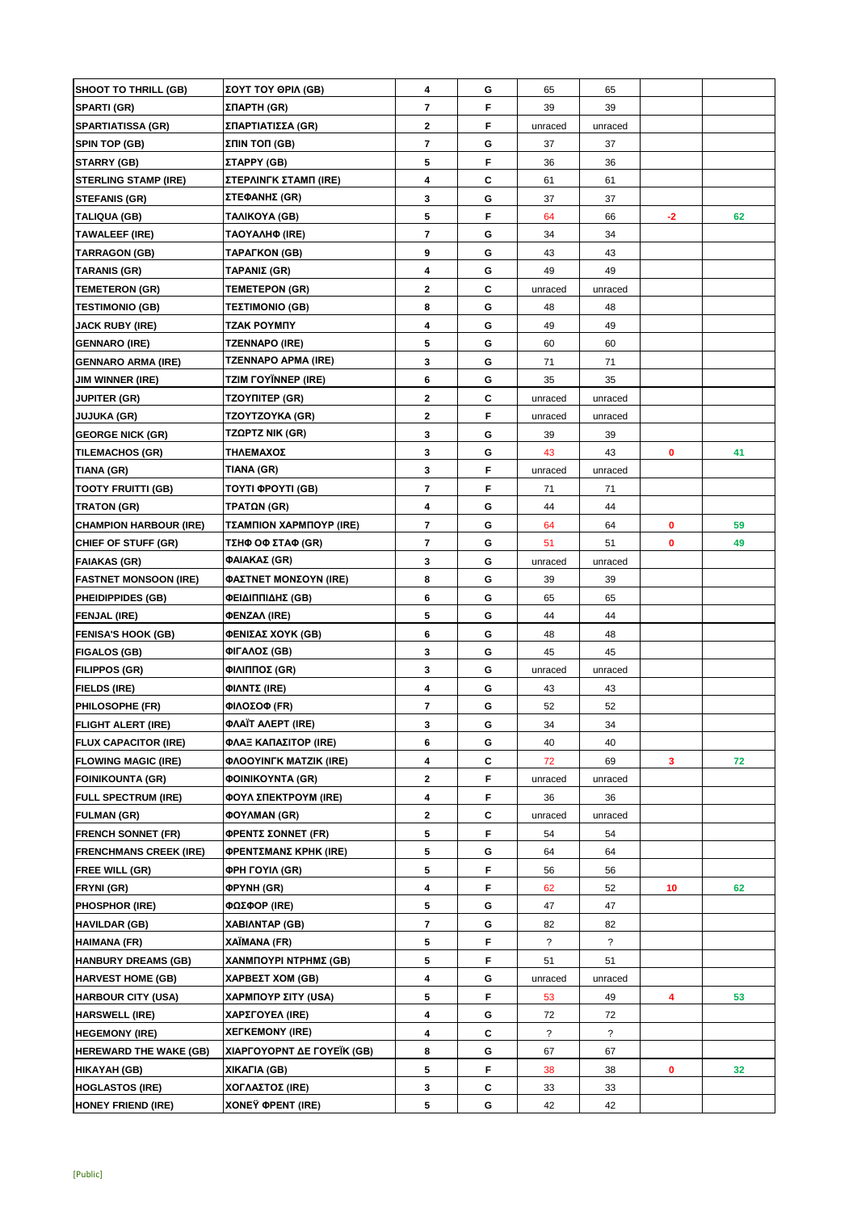| | | | | | | | |
|---|---|---|---|---|---|---|---|
| SHOOT TO THRILL (GB) | ΣΟΥΤ ΤΟΥ ΘΡΙΛ (GB) | 4 | G | 65 | 65 | | |
| SPARTI (GR) | ΣΠΑΡΤΗ (GR) | 7 | F | 39 | 39 | | |
| SPARTIATISSA (GR) | ΣΠΑΡΤΙΑΤΙΣΣΑ (GR) | 2 | F | unraced | unraced | | |
| SPIN TOP (GB) | ΣΠΙΝ ΤΟΠ (GB) | 7 | G | 37 | 37 | | |
| STARRY (GB) | ΣΤΑΡΡΥ (GB) | 5 | F | 36 | 36 | | |
| STERLING STAMP (IRE) | ΣΤΕΡΛΙΝΓΚ ΣΤΑΜΠ (IRE) | 4 | C | 61 | 61 | | |
| STEFANIS (GR) | ΣΤΕΦΑΝΗΣ (GR) | 3 | G | 37 | 37 | | |
| TALIQUA (GB) | ΤΑΛΙΚΟΥΑ (GB) | 5 | F | 64 | 66 | -2 | 62 |
| TAWALEEF (IRE) | ΤΑΟΥΑΛΗΦ (IRE) | 7 | G | 34 | 34 | | |
| TARRAGON (GB) | ΤΑΡΑΓΚΟΝ (GB) | 9 | G | 43 | 43 | | |
| TARANIS (GR) | ΤΑΡΑΝΙΣ (GR) | 4 | G | 49 | 49 | | |
| TEMETERON (GR) | ΤΕΜΕΤΕΡΟΝ (GR) | 2 | C | unraced | unraced | | |
| TESTIMONIO (GB) | ΤΕΣΤΙΜΟΝΙΟ (GB) | 8 | G | 48 | 48 | | |
| JACK RUBY (IRE) | ΤΖΑΚ ΡΟΥΜΠΥ | 4 | G | 49 | 49 | | |
| GENNARO (IRE) | ΤΖΕΝΝΑΡΟ (IRE) | 5 | G | 60 | 60 | | |
| GENNARO ARMA (IRE) | ΤΖΕΝΝΑΡΟ ΑΡΜΑ (IRE) | 3 | G | 71 | 71 | | |
| JIM WINNER (IRE) | ΤΖΙΜ ΓΟΥΪΝΝΕΡ (IRE) | 6 | G | 35 | 35 | | |
| JUPITER (GR) | ΤΖΟΥΠΙΤΕΡ (GR) | 2 | C | unraced | unraced | | |
| JUJUKA (GR) | ΤΖΟΥΤΖΟΥΚΑ (GR) | 2 | F | unraced | unraced | | |
| GEORGE NICK (GR) | ΤΖΩΡΤΖ ΝΙΚ (GR) | 3 | G | 39 | 39 | | |
| TILEMACHOS (GR) | ΤΗΛΕΜΑΧΟΣ | 3 | G | 43 | 43 | 0 | 41 |
| TIANA (GR) | ΤΙΑΝΑ (GR) | 3 | F | unraced | unraced | | |
| TOOTY FRUITTI (GB) | ΤΟΥΤΙ ΦΡΟΥΤΙ (GB) | 7 | F | 71 | 71 | | |
| TRATON (GR) | ΤΡΑΤΩΝ (GR) | 4 | G | 44 | 44 | | |
| CHAMPION HARBOUR (IRE) | ΤΣΑΜΠΙΟΝ ΧΑΡΜΠΟΥΡ (IRE) | 7 | G | 64 | 64 | 0 | 59 |
| CHIEF OF STUFF (GR) | ΤΣΗΦ ΟΦ ΣΤΑΦ (GR) | 7 | G | 51 | 51 | 0 | 49 |
| FAIAKAS (GR) | ΦΑΙΑΚΑΣ (GR) | 3 | G | unraced | unraced | | |
| FASTNET MONSOON (IRE) | ΦΑΣΤΝΕΤ ΜΟΝΣΟΥΝ (IRE) | 8 | G | 39 | 39 | | |
| PHEIDIPPIDES (GB) | ΦΕΙΔΙΠΠΙΔΗΣ (GB) | 6 | G | 65 | 65 | | |
| FENJAL (IRE) | ΦΕΝΖΑΛ (IRE) | 5 | G | 44 | 44 | | |
| FENISA'S HOOK (GB) | ΦΕΝΙΣΑΣ ΧΟΥΚ (GB) | 6 | G | 48 | 48 | | |
| FIGALOS (GB) | ΦΙΓΑΛΟΣ (GB) | 3 | G | 45 | 45 | | |
| FILIPPOS (GR) | ΦΙΛΙΠΠΟΣ (GR) | 3 | G | unraced | unraced | | |
| FIELDS (IRE) | ΦΙΛΝΤΣ (IRE) | 4 | G | 43 | 43 | | |
| PHILOSOPHE (FR) | ΦΙΛΟΣΟΦ (FR) | 7 | G | 52 | 52 | | |
| FLIGHT ALERT (IRE) | ΦΛΑΪΤ ΑΛΕΡΤ (IRE) | 3 | G | 34 | 34 | | |
| FLUX CAPACITOR (IRE) | ΦΛΑΞ ΚΑΠΑΣΙΤΟΡ (IRE) | 6 | G | 40 | 40 | | |
| FLOWING MAGIC (IRE) | ΦΛΟΟΥΙΝΓΚ ΜΑΤΖΙΚ (IRE) | 4 | C | 72 | 69 | 3 | 72 |
| FOINIKOUNTA (GR) | ΦΟΙΝΙΚΟΥΝΤΑ (GR) | 2 | F | unraced | unraced | | |
| FULL SPECTRUM (IRE) | ΦΟΥΛ ΣΠΕΚΤΡΟΥΜ (IRE) | 4 | G | 36 | 36 | | |
| FULMAN (GR) | ΦΟΥΛΜΑΝ (GR) | 2 | C | unraced | unraced | | |
| FRENCH SONNET (FR) | ΦΡΕΝΤΣ ΣΟΝΝΕΤ (FR) | 5 | F | 54 | 54 | | |
| FRENCHMANS CREEK (IRE) | ΦΡΕΝΤΣΜΑΝΣ ΚΡΗΚ (IRE) | 5 | G | 64 | 64 | | |
| FREE WILL (GR) | ΦΡΗ ΓΟΥΙΛ (GR) | 5 | F | 56 | 56 | | |
| FRYNI (GR) | ΦΡΥΝΗ (GR) | 4 | F | 62 | 52 | 10 | 62 |
| PHOSPHOR (IRE) | ΦΩΣΦΟΡ (IRE) | 5 | G | 47 | 47 | | |
| HAVILDAR (GB) | ΧΑΒΙΛΝΤΑΡ (GB) | 7 | G | 82 | 82 | | |
| HAIMANA (FR) | ΧΑΪΜΑΝΑ (FR) | 5 | F | ? | ? | | |
| HANBURY DREAMS (GB) | ΧΑΝΜΠΟΥΡΙ ΝΤΡΗΜΣ (GB) | 5 | F | 51 | 51 | | |
| HARVEST HOME (GB) | ΧΑΡΒΕΣΤ ΧΟΜ (GB) | 4 | G | unraced | unraced | | |
| HARBOUR CITY (USA) | ΧΑΡΜΠΟΥΡ ΣΙΤΥ (USA) | 5 | F | 53 | 49 | 4 | 53 |
| HARSWELL (IRE) | ΧΑΡΣΓΟΥΕΛ (IRE) | 4 | G | 72 | 72 | | |
| HEGEMONY (IRE) | ΧΕΓΚΕΜΟΝΥ (IRE) | 4 | C | ? | ? | | |
| HEREWARD THE WAKE (GB) | ΧΙΑΡΓΟΥΟΡΝΤ ΔΕ ΓΟΥΕΪΚ (GB) | 8 | G | 67 | 67 | | |
| HIKAYAH (GB) | ΧΙΚΑΓΙΑ (GB) | 5 | F | 38 | 38 | 0 | 32 |
| HOGLASTOS (IRE) | ΧΟΓΛΑΣΤΟΣ (IRE) | 3 | C | 33 | 33 | | |
| HONEY FRIEND (IRE) | ΧΟΝΕΫ ΦΡΕΝΤ (IRE) | 5 | G | 42 | 42 | | |

[Public]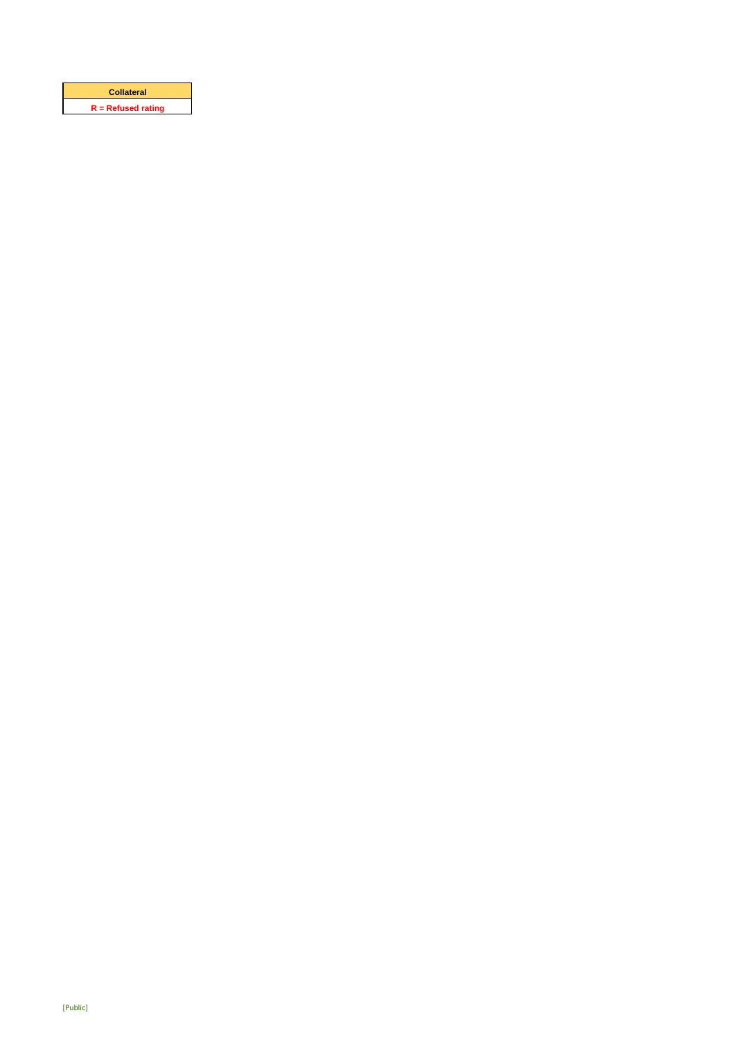| Collateral |
| --- |
| R = Refused rating |